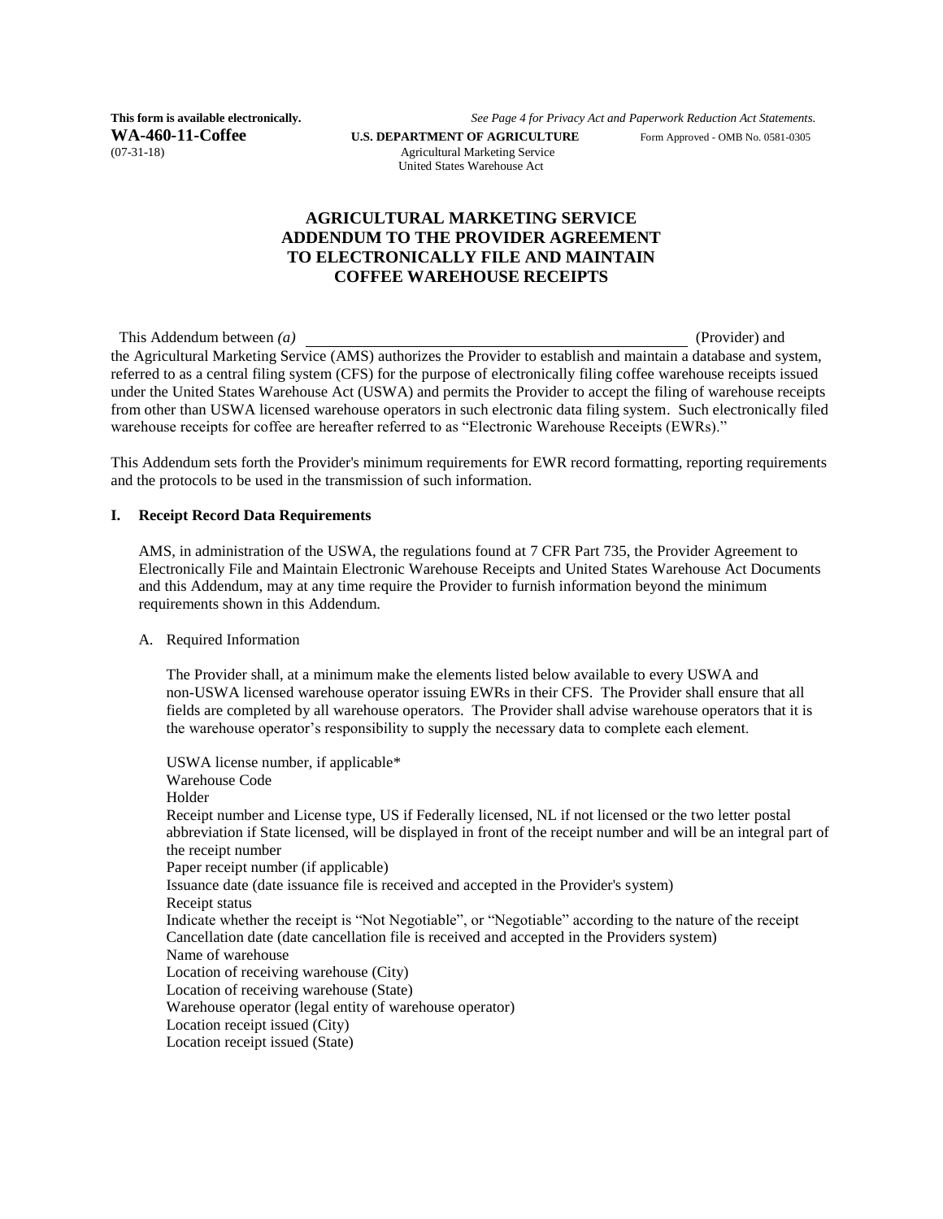**This form is available electronically.** *See Page 4 for Privacy Act and Paperwork Reduction Act Statements.*

**WA-460-11-Coffee** **U.S. DEPARTMENT OF AGRICULTURE** Form Approved - OMB No. 0581-0305
(07-31-18) Agricultural Marketing Service
United States Warehouse Act

# AGRICULTURAL MARKETING SERVICE ADDENDUM TO THE PROVIDER AGREEMENT TO ELECTRONICALLY FILE AND MAINTAIN COFFEE WAREHOUSE RECEIPTS

This Addendum between *(a)* \_\_\_\_\_\_\_\_\_\_\_\_\_\_\_\_\_\_\_\_\_\_\_\_\_\_\_\_\_\_\_\_\_\_\_\_\_\_\_\_\_\_\_\_ (Provider) and the Agricultural Marketing Service (AMS) authorizes the Provider to establish and maintain a database and system, referred to as a central filing system (CFS) for the purpose of electronically filing coffee warehouse receipts issued under the United States Warehouse Act (USWA) and permits the Provider to accept the filing of warehouse receipts from other than USWA licensed warehouse operators in such electronic data filing system. Such electronically filed warehouse receipts for coffee are hereafter referred to as "Electronic Warehouse Receipts (EWRs)."

This Addendum sets forth the Provider's minimum requirements for EWR record formatting, reporting requirements and the protocols to be used in the transmission of such information.

## I. Receipt Record Data Requirements

AMS, in administration of the USWA, the regulations found at 7 CFR Part 735, the Provider Agreement to Electronically File and Maintain Electronic Warehouse Receipts and United States Warehouse Act Documents and this Addendum, may at any time require the Provider to furnish information beyond the minimum requirements shown in this Addendum.

A. Required Information

The Provider shall, at a minimum make the elements listed below available to every USWA and non-USWA licensed warehouse operator issuing EWRs in their CFS. The Provider shall ensure that all fields are completed by all warehouse operators. The Provider shall advise warehouse operators that it is the warehouse operator's responsibility to supply the necessary data to complete each element.

USWA license number, if applicable*
Warehouse Code
Holder
Receipt number and License type, US if Federally licensed, NL if not licensed or the two letter postal abbreviation if State licensed, will be displayed in front of the receipt number and will be an integral part of the receipt number
Paper receipt number (if applicable)
Issuance date (date issuance file is received and accepted in the Provider's system)
Receipt status
Indicate whether the receipt is "Not Negotiable", or "Negotiable" according to the nature of the receipt
Cancellation date (date cancellation file is received and accepted in the Providers system)
Name of warehouse
Location of receiving warehouse (City)
Location of receiving warehouse (State)
Warehouse operator (legal entity of warehouse operator)
Location receipt issued (City)
Location receipt issued (State)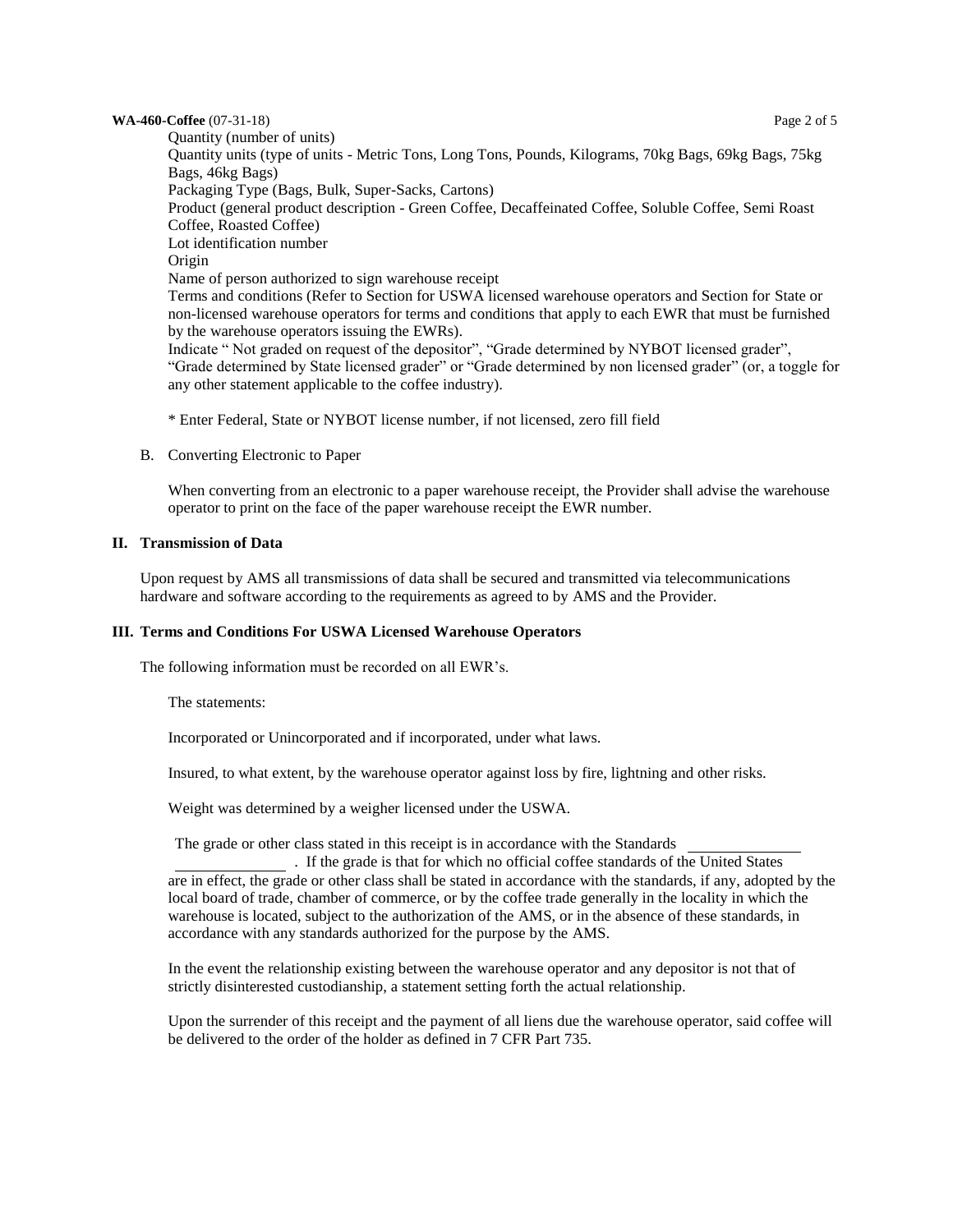Quantity (number of units)
Quantity units (type of units - Metric Tons, Long Tons, Pounds, Kilograms, 70kg Bags, 69kg Bags, 75kg Bags, 46kg Bags)
Packaging Type (Bags, Bulk, Super-Sacks, Cartons)
Product (general product description - Green Coffee, Decaffeinated Coffee, Soluble Coffee, Semi Roast Coffee, Roasted Coffee)
Lot identification number
Origin
Name of person authorized to sign warehouse receipt
Terms and conditions (Refer to Section for USWA licensed warehouse operators and Section for State or non-licensed warehouse operators for terms and conditions that apply to each EWR that must be furnished by the warehouse operators issuing the EWRs).
Indicate " Not graded on request of the depositor", "Grade determined by NYBOT licensed grader", "Grade determined by State licensed grader" or "Grade determined by non licensed grader" (or, a toggle for any other statement applicable to the coffee industry).

* Enter Federal, State or NYBOT license number, if not licensed, zero fill field

B. Converting Electronic to Paper

When converting from an electronic to a paper warehouse receipt, the Provider shall advise the warehouse operator to print on the face of the paper warehouse receipt the EWR number.

## II. Transmission of Data

Upon request by AMS all transmissions of data shall be secured and transmitted via telecommunications hardware and software according to the requirements as agreed to by AMS and the Provider.

## III. Terms and Conditions For USWA Licensed Warehouse Operators

The following information must be recorded on all EWR's.

The statements:

Incorporated or Unincorporated and if incorporated, under what laws.

Insured, to what extent, by the warehouse operator against loss by fire, lightning and other risks.

Weight was determined by a weigher licensed under the USWA.

The grade or other class stated in this receipt is in accordance with the Standards ______________ ______________. If the grade is that for which no official coffee standards of the United States are in effect, the grade or other class shall be stated in accordance with the standards, if any, adopted by the local board of trade, chamber of commerce, or by the coffee trade generally in the locality in which the warehouse is located, subject to the authorization of the AMS, or in the absence of these standards, in accordance with any standards authorized for the purpose by the AMS.

In the event the relationship existing between the warehouse operator and any depositor is not that of strictly disinterested custodianship, a statement setting forth the actual relationship.

Upon the surrender of this receipt and the payment of all liens due the warehouse operator, said coffee will be delivered to the order of the holder as defined in 7 CFR Part 735.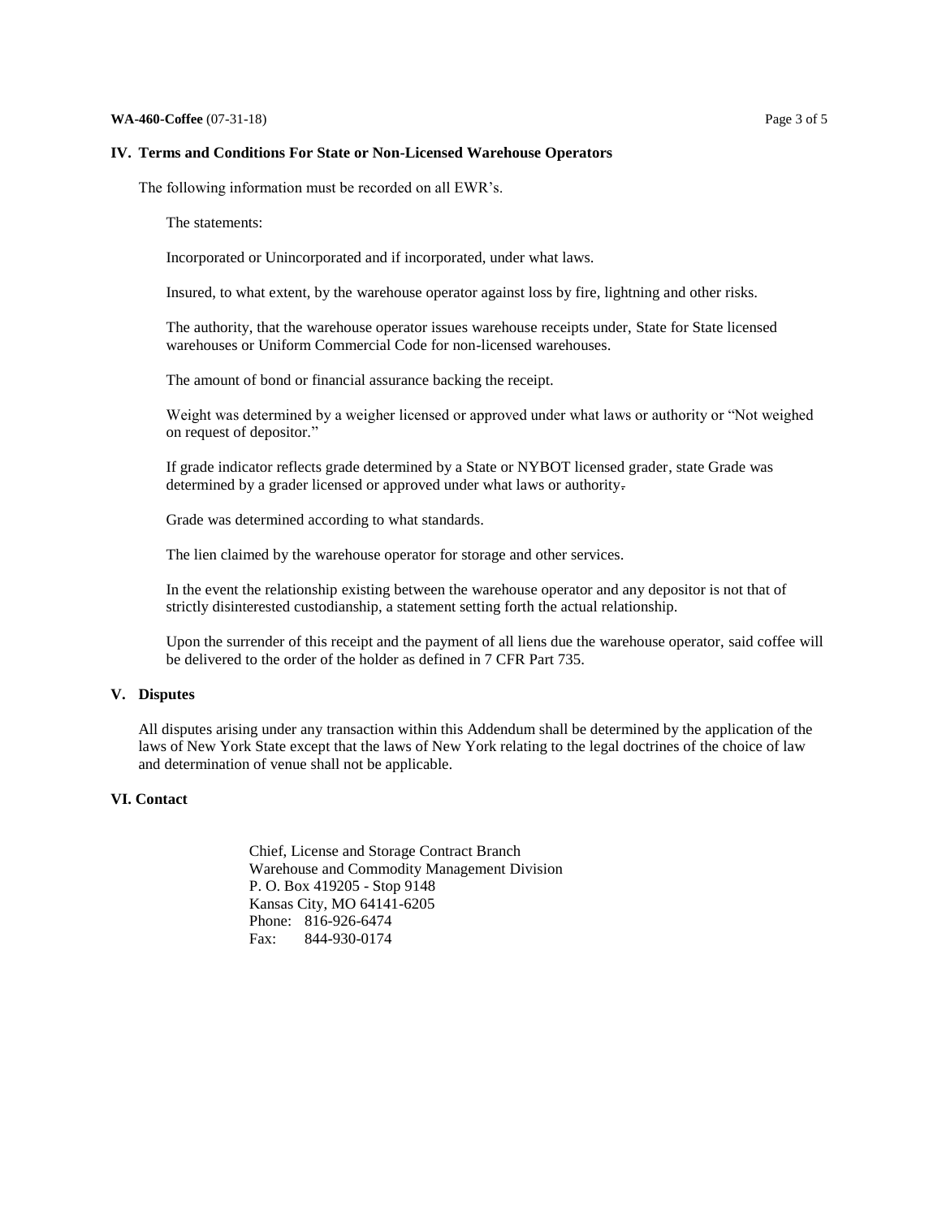## IV. Terms and Conditions For State or Non-Licensed Warehouse Operators

The following information must be recorded on all EWR's.

The statements:

Incorporated or Unincorporated and if incorporated, under what laws.

Insured, to what extent, by the warehouse operator against loss by fire, lightning and other risks.

The authority, that the warehouse operator issues warehouse receipts under, State for State licensed warehouses or Uniform Commercial Code for non-licensed warehouses.

The amount of bond or financial assurance backing the receipt.

Weight was determined by a weigher licensed or approved under what laws or authority or "Not weighed on request of depositor."

If grade indicator reflects grade determined by a State or NYBOT licensed grader, state Grade was determined by a grader licensed or approved under what laws or authority.

Grade was determined according to what standards.

The lien claimed by the warehouse operator for storage and other services.

In the event the relationship existing between the warehouse operator and any depositor is not that of strictly disinterested custodianship, a statement setting forth the actual relationship.

Upon the surrender of this receipt and the payment of all liens due the warehouse operator, said coffee will be delivered to the order of the holder as defined in 7 CFR Part 735.

## V. Disputes

All disputes arising under any transaction within this Addendum shall be determined by the application of the laws of New York State except that the laws of New York relating to the legal doctrines of the choice of law and determination of venue shall not be applicable.

## VI. Contact

Chief, License and Storage Contract Branch
Warehouse and Commodity Management Division
P. O. Box 419205 - Stop 9148
Kansas City, MO 64141-6205
Phone: 816-926-6474
Fax: 844-930-0174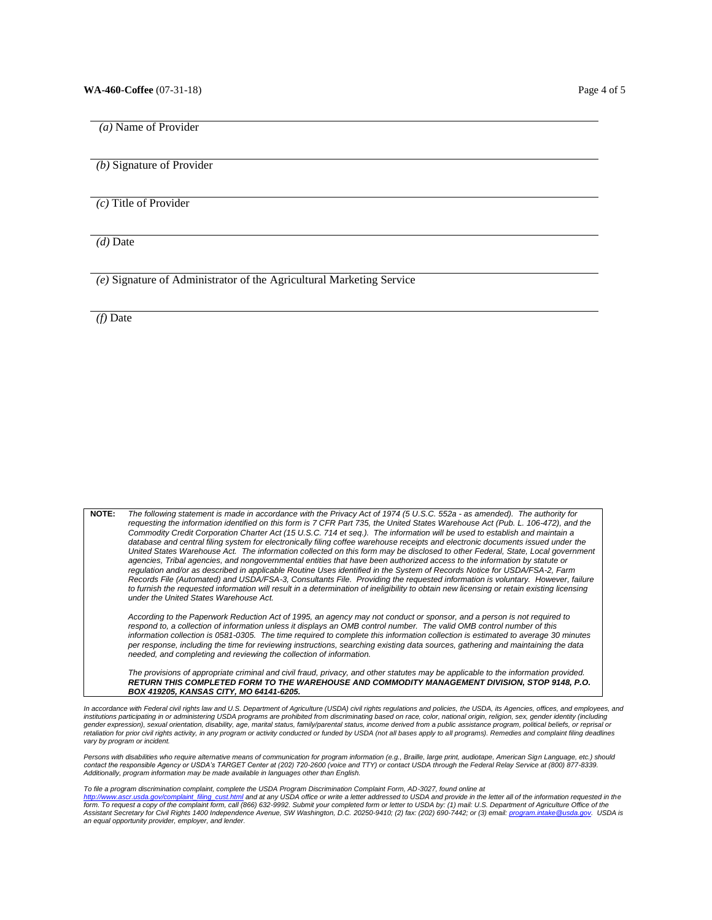---

*(a)* Name of Provider

---

*(b)* Signature of Provider

---

*(c)* Title of Provider

---

*(d)* Date

---

*(e)* Signature of Administrator of the Agricultural Marketing Service

---

*(f)* Date

**NOTE:** *The following statement is made in accordance with the Privacy Act of 1974 (5 U.S.C. 552a - as amended). The authority for requesting the information identified on this form is 7 CFR Part 735, the United States Warehouse Act (Pub. L. 106-472), and the Commodity Credit Corporation Charter Act (15 U.S.C. 714 et seq.). The information will be used to establish and maintain a database and central filing system for electronically filing coffee warehouse receipts and electronic documents issued under the United States Warehouse Act. The information collected on this form may be disclosed to other Federal, State, Local government agencies, Tribal agencies, and nongovernmental entities that have been authorized access to the information by statute or regulation and/or as described in applicable Routine Uses identified in the System of Records Notice for USDA/FSA-2, Farm Records File (Automated) and USDA/FSA-3, Consultants File. Providing the requested information is voluntary. However, failure to furnish the requested information will result in a determination of ineligibility to obtain new licensing or retain existing licensing under the United States Warehouse Act.*

*According to the Paperwork Reduction Act of 1995, an agency may not conduct or sponsor, and a person is not required to respond to, a collection of information unless it displays an OMB control number. The valid OMB control number of this information collection is 0581-0305. The time required to complete this information collection is estimated to average 30 minutes per response, including the time for reviewing instructions, searching existing data sources, gathering and maintaining the data needed, and completing and reviewing the collection of information.*

*The provisions of appropriate criminal and civil fraud, privacy, and other statutes may be applicable to the information provided.* ***RETURN THIS COMPLETED FORM TO THE WAREHOUSE AND COMMODITY MANAGEMENT DIVISION, STOP 9148, P.O. BOX 419205, KANSAS CITY, MO 64141-6205.***

*In accordance with Federal civil rights law and U.S. Department of Agriculture (USDA) civil rights regulations and policies, the USDA, its Agencies, offices, and employees, and institutions participating in or administering USDA programs are prohibited from discriminating based on race, color, national origin, religion, sex, gender identity (including gender expression), sexual orientation, disability, age, marital status, family/parental status, income derived from a public assistance program, political beliefs, or reprisal or retaliation for prior civil rights activity, in any program or activity conducted or funded by USDA (not all bases apply to all programs). Remedies and complaint filing deadlines vary by program or incident.*

*Persons with disabilities who require alternative means of communication for program information (e.g., Braille, large print, audiotape, American Sign Language, etc.) should contact the responsible Agency or USDA's TARGET Center at (202) 720-2600 (voice and TTY) or contact USDA through the Federal Relay Service at (800) 877-8339. Additionally, program information may be made available in languages other than English.*

*To file a program discrimination complaint, complete the USDA Program Discrimination Complaint Form, AD-3027, found online at http://www.ascr.usda.gov/complaint_filing_cust.html and at any USDA office or write a letter addressed to USDA and provide in the letter all of the information requested in the form. To request a copy of the complaint form, call (866) 632-9992. Submit your completed form or letter to USDA by: (1) mail: U.S. Department of Agriculture Office of the Assistant Secretary for Civil Rights 1400 Independence Avenue, SW Washington, D.C. 20250-9410; (2) fax: (202) 690-7442; or (3) email: program.intake@usda.gov. USDA is an equal opportunity provider, employer, and lender.*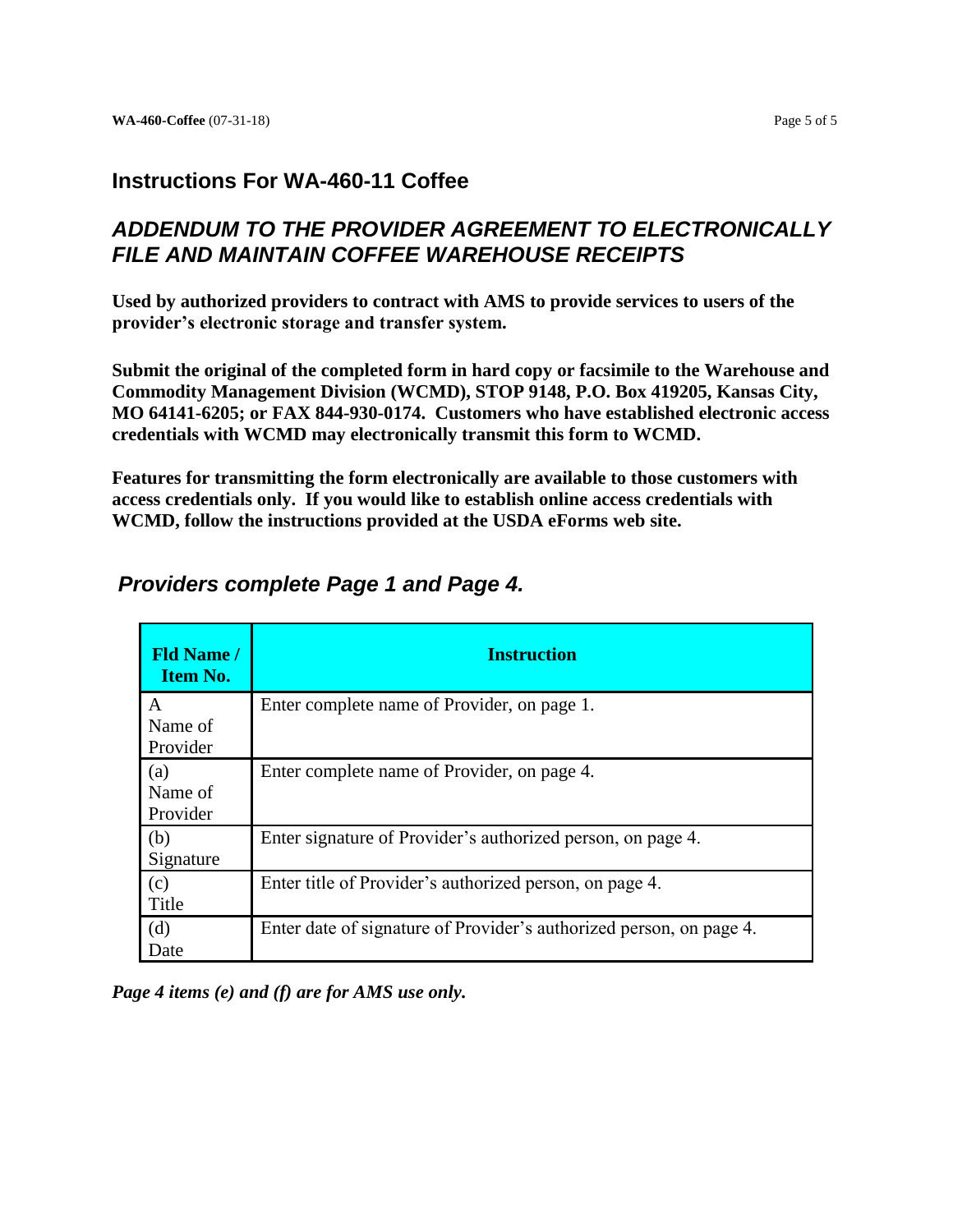## Instructions For WA-460-11 Coffee

## *ADDENDUM TO THE PROVIDER AGREEMENT TO ELECTRONICALLY FILE AND MAINTAIN COFFEE WAREHOUSE RECEIPTS*

**Used by authorized providers to contract with AMS to provide services to users of the provider's electronic storage and transfer system.**

**Submit the original of the completed form in hard copy or facsimile to the Warehouse and Commodity Management Division (WCMD), STOP 9148, P.O. Box 419205, Kansas City, MO 64141-6205; or FAX 844-930-0174. Customers who have established electronic access credentials with WCMD may electronically transmit this form to WCMD.**

**Features for transmitting the form electronically are available to those customers with access credentials only. If you would like to establish online access credentials with WCMD, follow the instructions provided at the USDA eForms web site.**

### *Providers complete Page 1 and Page 4.*

| Fld Name / Item No. | Instruction |
|---|---|
| A Name of Provider | Enter complete name of Provider, on page 1. |
| (a) Name of Provider | Enter complete name of Provider, on page 4. |
| (b) Signature | Enter signature of Provider's authorized person, on page 4. |
| (c) Title | Enter title of Provider's authorized person, on page 4. |
| (d) Date | Enter date of signature of Provider's authorized person, on page 4. |

***Page 4 items (e) and (f) are for AMS use only.***